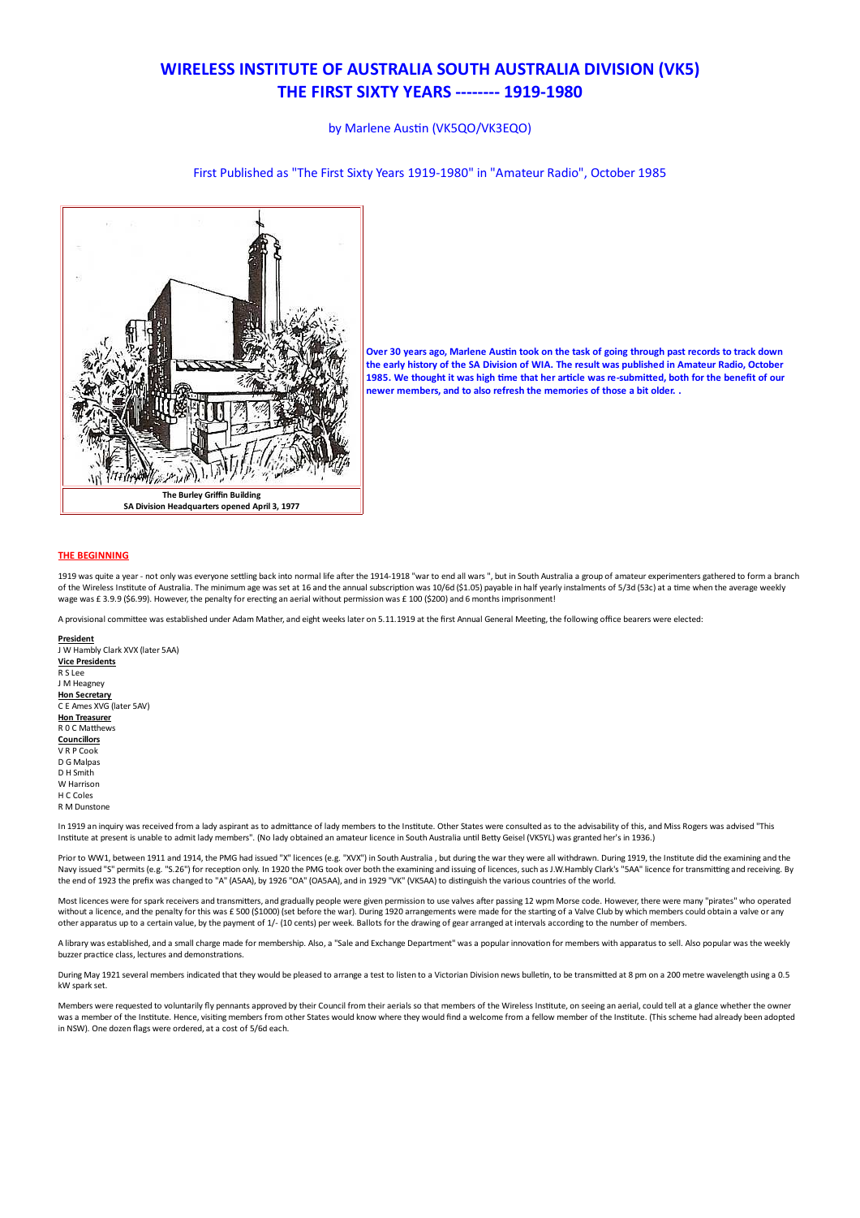# WIRELESS INSTITUTE OF AUSTRALIA SOUTH AUSTRALIA DIVISION (VK5)
# THE FIRST SIXTY YEARS -------- 1919-1980

by Marlene Austin (VK5QO/VK3EQO)

First Published as "The First Sixty Years 1919-1980" in "Amateur Radio", October 1985

**The Burley Griffin Building**
**SA Division Headquarters opened April 3, 1977**

**Over 30 years ago, Marlene Austin took on the task of going through past records to track down the early history of the SA Division of WIA. The result was published in Amateur Radio, October 1985. We thought it was high time that her article was re-submitted, both for the benefit of our newer members, and to also refresh the memories of those a bit older. .**

## THE BEGINNING

1919 was quite a year - not only was everyone settling back into normal life after the 1914-1918 "war to end all wars ", but in South Australia a group of amateur experimenters gathered to form a branch of the Wireless Institute of Australia. The minimum age was set at 16 and the annual subscription was 10/6d ($1.05) payable in half yearly instalments of 5/3d (53c) at a time when the average weekly wage was £ 3.9.9 ($6.99). However, the penalty for erecting an aerial without permission was £ 100 ($200) and 6 months imprisonment!

A provisional committee was established under Adam Mather, and eight weeks later on 5.11.1919 at the first Annual General Meeting, the following office bearers were elected:

**President**
J W Hambly Clark XVX (later 5AA)
**Vice Presidents**
R S Lee
J M Heagney
**Hon Secretary**
C E Ames XVG (later 5AV)
**Hon Treasurer**
R 0 C Matthews
**Councillors**
V R P Cook
D G Malpas
D H Smith
W Harrison
H C Coles
R M Dunstone

In 1919 an inquiry was received from a lady aspirant as to admittance of lady members to the Institute. Other States were consulted as to the advisability of this, and Miss Rogers was advised "This Institute at present is unable to admit lady members". (No lady obtained an amateur licence in South Australia until Betty Geisel (VK5YL) was granted her's in 1936.)

Prior to WW1, between 1911 and 1914, the PMG had issued "X" licences (e.g. "XVX") in South Australia , but during the war they were all withdrawn. During 1919, the Institute did the examining and the Navy issued "S" permits (e.g. "S.26") for reception only. In 1920 the PMG took over both the examining and issuing of licences, such as J.W.Hambly Clark's "5AA" licence for transmitting and receiving. By the end of 1923 the prefix was changed to "A" (A5AA), by 1926 "OA" (OA5AA), and in 1929 "VK" (VK5AA) to distinguish the various countries of the world.

Most licences were for spark receivers and transmitters, and gradually people were given permission to use valves after passing 12 wpm Morse code. However, there were many "pirates" who operated without a licence, and the penalty for this was £ 500 ($1000) (set before the war). During 1920 arrangements were made for the starting of a Valve Club by which members could obtain a valve or any other apparatus up to a certain value, by the payment of 1/- (10 cents) per week. Ballots for the drawing of gear arranged at intervals according to the number of members.

A library was established, and a small charge made for membership. Also, a "Sale and Exchange Department" was a popular innovation for members with apparatus to sell. Also popular was the weekly buzzer practice class, lectures and demonstrations.

During May 1921 several members indicated that they would be pleased to arrange a test to listen to a Victorian Division news bulletin, to be transmitted at 8 pm on a 200 metre wavelength using a 0.5 kW spark set.

Members were requested to voluntarily fly pennants approved by their Council from their aerials so that members of the Wireless Institute, on seeing an aerial, could tell at a glance whether the owner was a member of the Institute. Hence, visiting members from other States would know where they would find a welcome from a fellow member of the Institute. (This scheme had already been adopted in NSW). One dozen flags were ordered, at a cost of 5/6d each.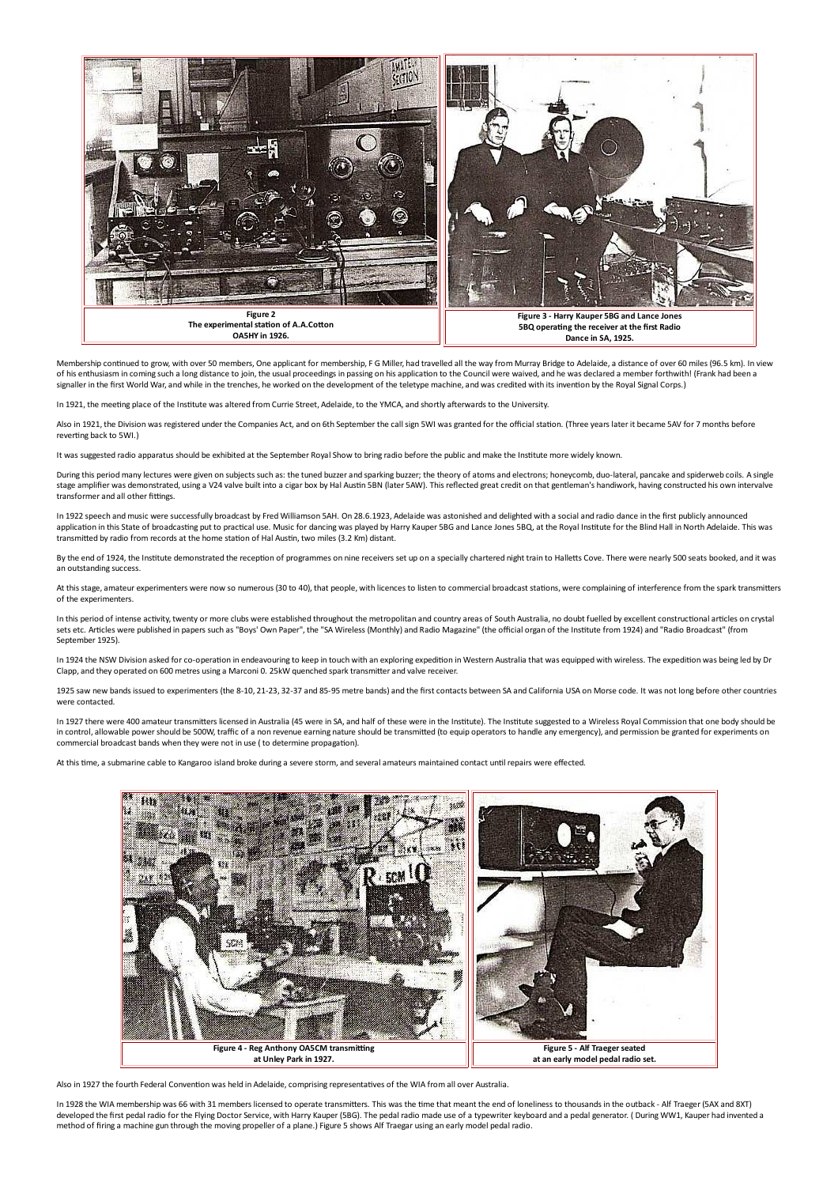**Figure 2**
**The experimental station of A.A.Cotton OA5HY in 1926.**

**Figure 3 - Harry Kauper 5BG and Lance Jones 5BQ operating the receiver at the first Radio Dance in SA, 1925.**

Membership continued to grow, with over 50 members, One applicant for membership, F G Miller, had travelled all the way from Murray Bridge to Adelaide, a distance of over 60 miles (96.5 km). In view of his enthusiasm in coming such a long distance to join, the usual proceedings in passing on his application to the Council were waived, and he was declared a member forthwith! (Frank had been a signaller in the first World War, and while in the trenches, he worked on the development of the teletype machine, and was credited with its invention by the Royal Signal Corps.)

In 1921, the meeting place of the Institute was altered from Currie Street, Adelaide, to the YMCA, and shortly afterwards to the University.

Also in 1921, the Division was registered under the Companies Act, and on 6th September the call sign 5WI was granted for the official station. (Three years later it became 5AV for 7 months before reverting back to 5WI.)

It was suggested radio apparatus should be exhibited at the September Royal Show to bring radio before the public and make the Institute more widely known.

During this period many lectures were given on subjects such as: the tuned buzzer and sparking buzzer; the theory of atoms and electrons; honeycomb, duo-lateral, pancake and spiderweb coils. A single stage amplifier was demonstrated, using a V24 valve built into a cigar box by Hal Austin 5BN (later 5AW). This reflected great credit on that gentleman's handiwork, having constructed his own intervalve transformer and all other fittings.

In 1922 speech and music were successfully broadcast by Fred Williamson 5AH. On 28.6.1923, Adelaide was astonished and delighted with a social and radio dance in the first publicly announced application in this State of broadcasting put to practical use. Music for dancing was played by Harry Kauper 5BG and Lance Jones 5BQ, at the Royal Institute for the Blind Hall in North Adelaide. This was transmitted by radio from records at the home station of Hal Austin, two miles (3.2 Km) distant.

By the end of 1924, the Institute demonstrated the reception of programmes on nine receivers set up on a specially chartered night train to Halletts Cove. There were nearly 500 seats booked, and it was an outstanding success.

At this stage, amateur experimenters were now so numerous (30 to 40), that people, with licences to listen to commercial broadcast stations, were complaining of interference from the spark transmitters of the experimenters.

In this period of intense activity, twenty or more clubs were established throughout the metropolitan and country areas of South Australia, no doubt fuelled by excellent constructional articles on crystal sets etc. Articles were published in papers such as "Boys' Own Paper", the "SA Wireless (Monthly) and Radio Magazine" (the official organ of the Institute from 1924) and "Radio Broadcast" (from September 1925).

In 1924 the NSW Division asked for co-operation in endeavouring to keep in touch with an exploring expedition in Western Australia that was equipped with wireless. The expedition was being led by Dr Clapp, and they operated on 600 metres using a Marconi 0. 25kW quenched spark transmitter and valve receiver.

1925 saw new bands issued to experimenters (the 8-10, 21-23, 32-37 and 85-95 metre bands) and the first contacts between SA and California USA on Morse code. It was not long before other countries were contacted.

In 1927 there were 400 amateur transmitters licensed in Australia (45 were in SA, and half of these were in the Institute). The Institute suggested to a Wireless Royal Commission that one body should be in control, allowable power should be 500W, traffic of a non revenue earning nature should be transmitted (to equip operators to handle any emergency), and permission be granted for experiments on commercial broadcast bands when they were not in use ( to determine propagation).

At this time, a submarine cable to Kangaroo island broke during a severe storm, and several amateurs maintained contact until repairs were effected.

**Figure 4 - Reg Anthony OA5CM transmitting at Unley Park in 1927.**

**Figure 5 - Alf Traeger seated at an early model pedal radio set.**

Also in 1927 the fourth Federal Convention was held in Adelaide, comprising representatives of the WIA from all over Australia.

In 1928 the WIA membership was 66 with 31 members licensed to operate transmitters. This was the time that meant the end of loneliness to thousands in the outback - Alf Traeger (5AX and 8XT) developed the first pedal radio for the Flying Doctor Service, with Harry Kauper (5BG). The pedal radio made use of a typewriter keyboard and a pedal generator. ( During WW1, Kauper had invented a method of firing a machine gun through the moving propeller of a plane.) Figure 5 shows Alf Traegar using an early model pedal radio.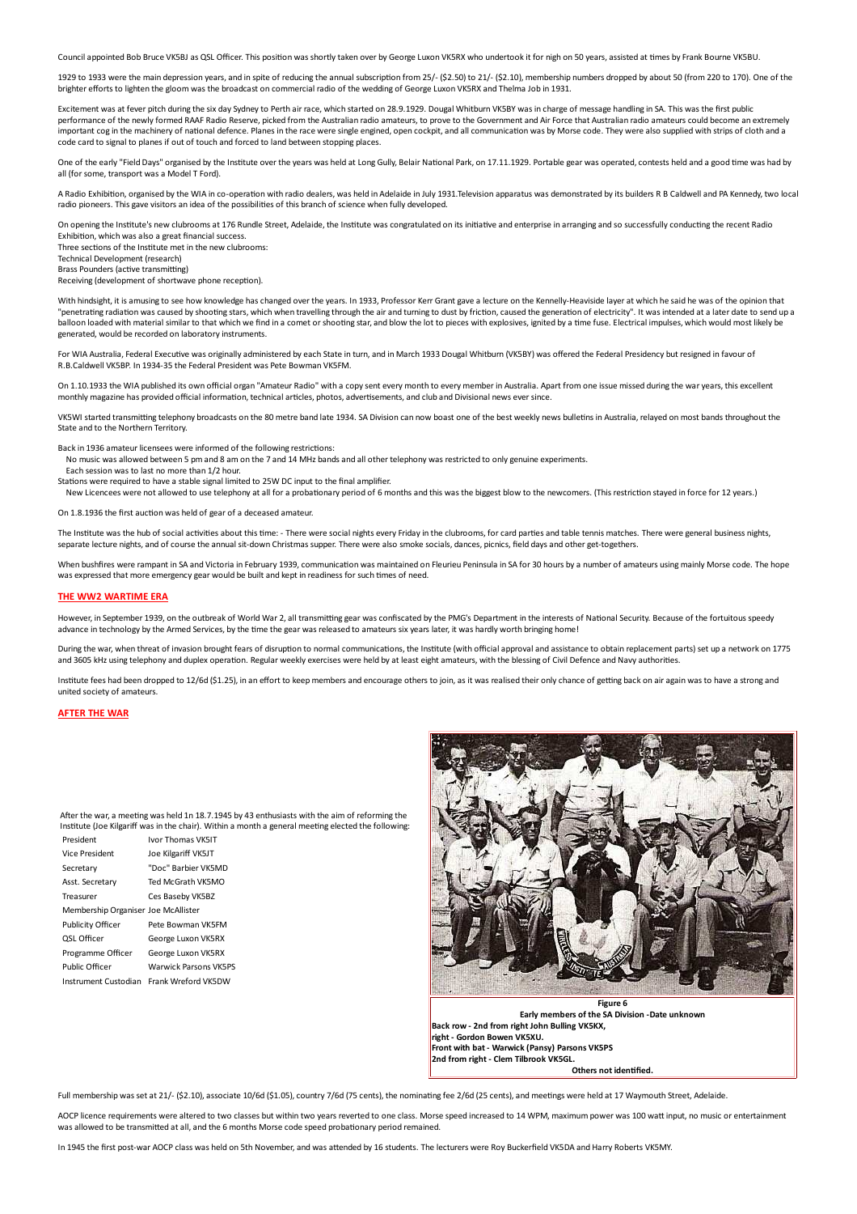Council appointed Bob Bruce VK5BJ as QSL Officer. This position was shortly taken over by George Luxon VK5RX who undertook it for nigh on 50 years, assisted at times by Frank Bourne VK5BU.

1929 to 1933 were the main depression years, and in spite of reducing the annual subscription from 25/- ($2.50) to 21/- ($2.10), membership numbers dropped by about 50 (from 220 to 170). One of the brighter efforts to lighten the gloom was the broadcast on commercial radio of the wedding of George Luxon VK5RX and Thelma Job in 1931.

Excitement was at fever pitch during the six day Sydney to Perth air race, which started on 28.9.1929. Dougal Whitburn VK5BY was in charge of message handling in SA. This was the first public performance of the newly formed RAAF Radio Reserve, picked from the Australian radio amateurs, to prove to the Government and Air Force that Australian radio amateurs could become an extremely important cog in the machinery of national defence. Planes in the race were single engined, open cockpit, and all communication was by Morse code. They were also supplied with strips of cloth and a code card to signal to planes if out of touch and forced to land between stopping places.

One of the early "Field Days" organised by the Institute over the years was held at Long Gully, Belair National Park, on 17.11.1929. Portable gear was operated, contests held and a good time was had by all (for some, transport was a Model T Ford).

A Radio Exhibition, organised by the WIA in co-operation with radio dealers, was held in Adelaide in July 1931.Television apparatus was demonstrated by its builders R B Caldwell and PA Kennedy, two local radio pioneers. This gave visitors an idea of the possibilities of this branch of science when fully developed.

On opening the Institute's new clubrooms at 176 Rundle Street, Adelaide, the Institute was congratulated on its initiative and enterprise in arranging and so successfully conducting the recent Radio Exhibition, which was also a great financial success.
Three sections of the Institute met in the new clubrooms:
Technical Development (research)
Brass Pounders (active transmitting)
Receiving (development of shortwave phone reception).

With hindsight, it is amusing to see how knowledge has changed over the years. In 1933, Professor Kerr Grant gave a lecture on the Kennelly-Heaviside layer at which he said he was of the opinion that "penetrating radiation was caused by shooting stars, which when travelling through the air and turning to dust by friction, caused the generation of electricity". It was intended at a later date to send up a balloon loaded with material similar to that which we find in a comet or shooting star, and blow the lot to pieces with explosives, ignited by a time fuse. Electrical impulses, which would most likely be generated, would be recorded on laboratory instruments.

For WIA Australia, Federal Executive was originally administered by each State in turn, and in March 1933 Dougal Whitburn (VK5BY) was offered the Federal Presidency but resigned in favour of R.B.Caldwell VK5BP. In 1934-35 the Federal President was Pete Bowman VK5FM.

On 1.10.1933 the WIA published its own official organ "Amateur Radio" with a copy sent every month to every member in Australia. Apart from one issue missed during the war years, this excellent monthly magazine has provided official information, technical articles, photos, advertisements, and club and Divisional news ever since.

VK5WI started transmitting telephony broadcasts on the 80 metre band late 1934. SA Division can now boast one of the best weekly news bulletins in Australia, relayed on most bands throughout the State and to the Northern Territory.

Back in 1936 amateur licensees were informed of the following restrictions:
No music was allowed between 5 pm and 8 am on the 7 and 14 MHz bands and all other telephony was restricted to only genuine experiments.
Each session was to last no more than 1/2 hour.
Stations were required to have a stable signal limited to 25W DC input to the final amplifier.
New Licencees were not allowed to use telephony at all for a probationary period of 6 months and this was the biggest blow to the newcomers. (This restriction stayed in force for 12 years.)

On 1.8.1936 the first auction was held of gear of a deceased amateur.

The Institute was the hub of social activities about this time: - There were social nights every Friday in the clubrooms, for card parties and table tennis matches. There were general business nights, separate lecture nights, and of course the annual sit-down Christmas supper. There were also smoke socials, dances, picnics, field days and other get-togethers.

When bushfires were rampant in SA and Victoria in February 1939, communication was maintained on Fleurieu Peninsula in SA for 30 hours by a number of amateurs using mainly Morse code. The hope was expressed that more emergency gear would be built and kept in readiness for such times of need.

## THE WW2 WARTIME ERA

However, in September 1939, on the outbreak of World War 2, all transmitting gear was confiscated by the PMG's Department in the interests of National Security. Because of the fortuitous speedy advance in technology by the Armed Services, by the time the gear was released to amateurs six years later, it was hardly worth bringing home!

During the war, when threat of invasion brought fears of disruption to normal communications, the Institute (with official approval and assistance to obtain replacement parts) set up a network on 1775 and 3605 kHz using telephony and duplex operation. Regular weekly exercises were held by at least eight amateurs, with the blessing of Civil Defence and Navy authorities.

Institute fees had been dropped to 12/6d ($1.25), in an effort to keep members and encourage others to join, as it was realised their only chance of getting back on air again was to have a strong and united society of amateurs.

## AFTER THE WAR

After the war, a meeting was held 1n 18.7.1945 by 43 enthusiasts with the aim of reforming the Institute (Joe Kilgariff was in the chair). Within a month a general meeting elected the following:

| | |
|---|---|
| President | Ivor Thomas VK5IT |
| Vice President | Joe Kilgariff VK5JT |
| Secretary | "Doc" Barbier VK5MD |
| Asst. Secretary | Ted McGrath VK5MO |
| Treasurer | Ces Baseby VK5BZ |
| Membership Organiser | Joe McAllister |
| Publicity Officer | Pete Bowman VK5FM |
| QSL Officer | George Luxon VK5RX |
| Programme Officer | George Luxon VK5RX |
| Public Officer | Warwick Parsons VK5PS |
| Instrument Custodian | Frank Wreford VK5DW |

**Figure 6**
**Early members of the SA Division -Date unknown**
**Back row - 2nd from right John Bulling VK5KX,**
**right - Gordon Bowen VK5XU.**
**Front with bat - Warwick (Pansy) Parsons VK5PS**
**2nd from right - Clem Tilbrook VK5GL.**
**Others not identified.**

Full membership was set at 21/- ($2.10), associate 10/6d ($1.05), country 7/6d (75 cents), the nominating fee 2/6d (25 cents), and meetings were held at 17 Waymouth Street, Adelaide.

AOCP licence requirements were altered to two classes but within two years reverted to one class. Morse speed increased to 14 WPM, maximum power was 100 watt input, no music or entertainment was allowed to be transmitted at all, and the 6 months Morse code speed probationary period remained.

In 1945 the first post-war AOCP class was held on 5th November, and was attended by 16 students. The lecturers were Roy Buckerfield VK5DA and Harry Roberts VK5MY.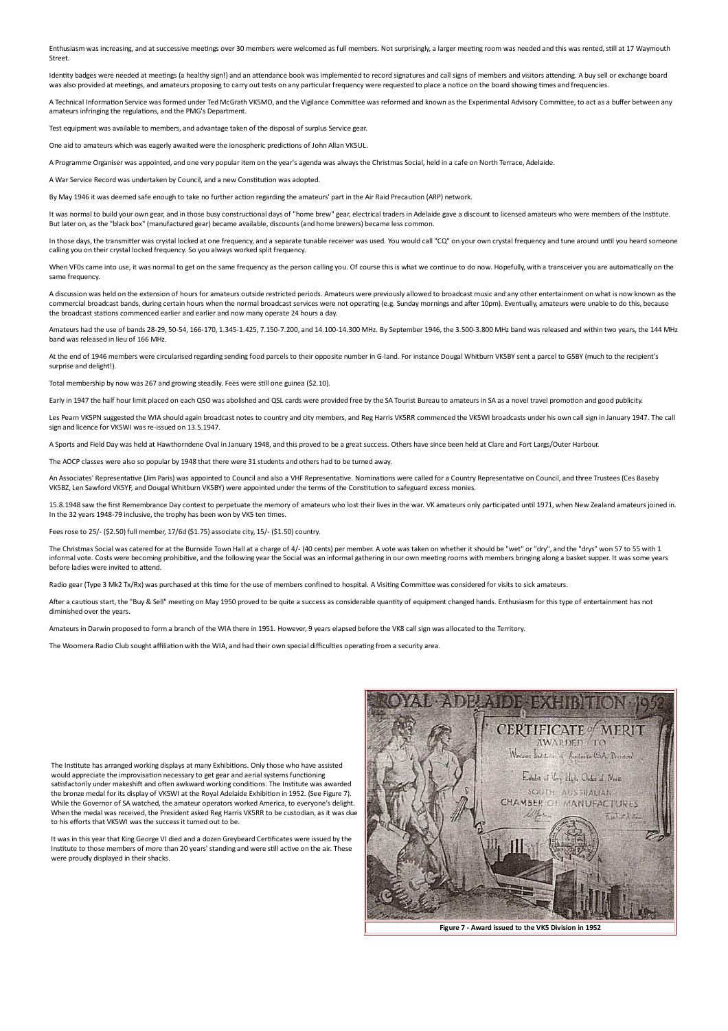Enthusiasm was increasing, and at successive meetings over 30 members were welcomed as full members. Not surprisingly, a larger meeting room was needed and this was rented, still at 17 Waymouth Street.

Identity badges were needed at meetings (a healthy sign!) and an attendance book was implemented to record signatures and call signs of members and visitors attending. A buy sell or exchange board was also provided at meetings, and amateurs proposing to carry out tests on any particular frequency were requested to place a notice on the board showing times and frequencies.

A Technical Information Service was formed under Ted McGrath VK5MO, and the Vigilance Committee was reformed and known as the Experimental Advisory Committee, to act as a buffer between any amateurs infringing the regulations, and the PMG's Department.

Test equipment was available to members, and advantage taken of the disposal of surplus Service gear.

One aid to amateurs which was eagerly awaited were the ionospheric predictions of John Allan VK5UL.

A Programme Organiser was appointed, and one very popular item on the year's agenda was always the Christmas Social, held in a cafe on North Terrace, Adelaide.

A War Service Record was undertaken by Council, and a new Constitution was adopted.

By May 1946 it was deemed safe enough to take no further action regarding the amateurs' part in the Air Raid Precaution (ARP) network.

It was normal to build your own gear, and in those busy constructional days of "home brew" gear, electrical traders in Adelaide gave a discount to licensed amateurs who were members of the Institute. But later on, as the "black box" (manufactured gear) became available, discounts (and home brewers) became less common.

In those days, the transmitter was crystal locked at one frequency, and a separate tunable receiver was used. You would call "CQ" on your own crystal frequency and tune around until you heard someone calling you on their crystal locked frequency. So you always worked split frequency.

When VFOs came into use, it was normal to get on the same frequency as the person calling you. Of course this is what we continue to do now. Hopefully, with a transceiver you are automatically on the same frequency.

A discussion was held on the extension of hours for amateurs outside restricted periods. Amateurs were previously allowed to broadcast music and any other entertainment on what is now known as the commercial broadcast bands, during certain hours when the normal broadcast services were not operating (e.g. Sunday mornings and after 10pm). Eventually, amateurs were unable to do this, because the broadcast stations commenced earlier and earlier and now many operate 24 hours a day.

Amateurs had the use of bands 28-29, 50-54, 166-170, 1.345-1.425, 7.150-7.200, and 14.100-14.300 MHz. By September 1946, the 3.500-3.800 MHz band was released and within two years, the 144 MHz band was released in lieu of 166 MHz.

At the end of 1946 members were circularised regarding sending food parcels to their opposite number in G-land. For instance Dougal Whitburn VK5BY sent a parcel to G5BY (much to the recipient's surprise and delight!).

Total membership by now was 267 and growing steadily. Fees were still one guinea ($2.10).

Early in 1947 the half hour limit placed on each QSO was abolished and QSL cards were provided free by the SA Tourist Bureau to amateurs in SA as a novel travel promotion and good publicity.

Les Pearn VK5PN suggested the WIA should again broadcast notes to country and city members, and Reg Harris VK5RR commenced the VK5WI broadcasts under his own call sign in January 1947. The call sign and licence for VK5WI was re-issued on 13.5.1947.

A Sports and Field Day was held at Hawthorndene Oval in January 1948, and this proved to be a great success. Others have since been held at Clare and Fort Largs/Outer Harbour.

The AOCP classes were also so popular by 1948 that there were 31 students and others had to be turned away.

An Associates' Representative (Jim Paris) was appointed to Council and also a VHF Representative. Nominations were called for a Country Representative on Council, and three Trustees (Ces Baseby VK5BZ, Len Sawford VK5YF, and Dougal Whitburn VK5BY) were appointed under the terms of the Constitution to safeguard excess monies.

15.8.1948 saw the first Remembrance Day contest to perpetuate the memory of amateurs who lost their lives in the war. VK amateurs only participated until 1971, when New Zealand amateurs joined in. In the 32 years 1948-79 inclusive, the trophy has been won by VK5 ten times.

Fees rose to 25/- ($2.50) full member, 17/6d ($1.75) associate city, 15/- ($1.50) country.

The Christmas Social was catered for at the Burnside Town Hall at a charge of 4/- (40 cents) per member. A vote was taken on whether it should be "wet" or "dry", and the "drys" won 57 to 55 with 1 informal vote. Costs were becoming prohibitive, and the following year the Social was an informal gathering in our own meeting rooms with members bringing along a basket supper. It was some years before ladies were invited to attend.

Radio gear (Type 3 Mk2 Tx/Rx) was purchased at this time for the use of members confined to hospital. A Visiting Committee was considered for visits to sick amateurs.

After a cautious start, the "Buy & Sell" meeting on May 1950 proved to be quite a success as considerable quantity of equipment changed hands. Enthusiasm for this type of entertainment has not diminished over the years.

Amateurs in Darwin proposed to form a branch of the WIA there in 1951. However, 9 years elapsed before the VK8 call sign was allocated to the Territory.

The Woomera Radio Club sought affiliation with the WIA, and had their own special difficulties operating from a security area.

The Institute has arranged working displays at many Exhibitions. Only those who have assisted would appreciate the improvisation necessary to get gear and aerial systems functioning satisfactorily under makeshift and often awkward working conditions. The Institute was awarded the bronze medal for its display of VK5WI at the Royal Adelaide Exhibition in 1952. (See Figure 7). While the Governor of SA watched, the amateur operators worked America, to everyone's delight. When the medal was received, the President asked Reg Harris VK5RR to be custodian, as it was due to his efforts that VK5WI was the success it turned out to be.

It was in this year that King George VI died and a dozen Greybeard Certificates were issued by the Institute to those members of more than 20 years' standing and were still active on the air. These were proudly displayed in their shacks.

**Figure 7 - Award issued to the VK5 Division in 1952**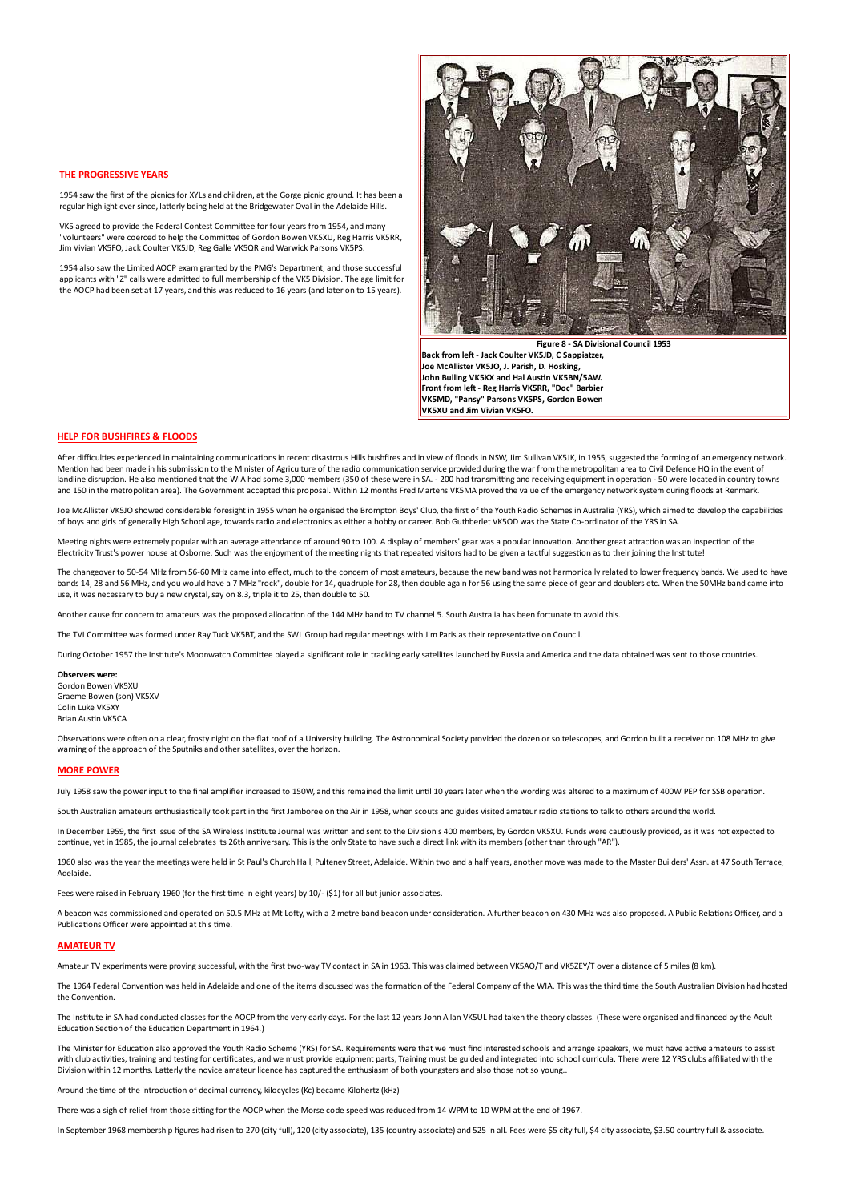## THE PROGRESSIVE YEARS

1954 saw the first of the picnics for XYLs and children, at the Gorge picnic ground. It has been a regular highlight ever since, latterly being held at the Bridgewater Oval in the Adelaide Hills.

VK5 agreed to provide the Federal Contest Committee for four years from 1954, and many "volunteers" were coerced to help the Committee of Gordon Bowen VK5XU, Reg Harris VK5RR, Jim Vivian VK5FO, Jack Coulter VK5JD, Reg Galle VK5QR and Warwick Parsons VK5PS.

1954 also saw the Limited AOCP exam granted by the PMG's Department, and those successful applicants with "Z" calls were admitted to full membership of the VK5 Division. The age limit for the AOCP had been set at 17 years, and this was reduced to 16 years (and later on to 15 years).

**Figure 8 - SA Divisional Council 1953**
**Back from left - Jack Coulter VK5JD, C Sappiatzer, Joe McAllister VK5JO, J. Parish, D. Hosking, John Bulling VK5KX and Hal Austin VK5BN/5AW. Front from left - Reg Harris VK5RR, "Doc" Barbier VK5MD, "Pansy" Parsons VK5PS, Gordon Bowen VK5XU and Jim Vivian VK5FO.**

## HELP FOR BUSHFIRES & FLOODS

After difficulties experienced in maintaining communications in recent disastrous Hills bushfires and in view of floods in NSW, Jim Sullivan VK5JK, in 1955, suggested the forming of an emergency network. Mention had been made in his submission to the Minister of Agriculture of the radio communication service provided during the war from the metropolitan area to Civil Defence HQ in the event of landline disruption. He also mentioned that the WIA had some 3,000 members (350 of these were in SA. - 200 had transmitting and receiving equipment in operation - 50 were located in country towns and 150 in the metropolitan area). The Government accepted this proposal. Within 12 months Fred Martens VK5MA proved the value of the emergency network system during floods at Renmark.

Joe McAllister VK5JO showed considerable foresight in 1955 when he organised the Brompton Boys' Club, the first of the Youth Radio Schemes in Australia (YRS), which aimed to develop the capabilities of boys and girls of generally High School age, towards radio and electronics as either a hobby or career. Bob Guthberlet VK5OD was the State Co-ordinator of the YRS in SA.

Meeting nights were extremely popular with an average attendance of around 90 to 100. A display of members' gear was a popular innovation. Another great attraction was an inspection of the Electricity Trust's power house at Osborne. Such was the enjoyment of the meeting nights that repeated visitors had to be given a tactful suggestion as to their joining the Institute!

The changeover to 50-54 MHz from 56-60 MHz came into effect, much to the concern of most amateurs, because the new band was not harmonically related to lower frequency bands. We used to have bands 14, 28 and 56 MHz, and you would have a 7 MHz "rock", double for 14, quadruple for 28, then double again for 56 using the same piece of gear and doublers etc. When the 50MHz band came into use, it was necessary to buy a new crystal, say on 8.3, triple it to 25, then double to 50.

Another cause for concern to amateurs was the proposed allocation of the 144 MHz band to TV channel 5. South Australia has been fortunate to avoid this.

The TVI Committee was formed under Ray Tuck VK5BT, and the SWL Group had regular meetings with Jim Paris as their representative on Council.

During October 1957 the Institute's Moonwatch Committee played a significant role in tracking early satellites launched by Russia and America and the data obtained was sent to those countries.

**Observers were:**
Gordon Bowen VK5XU
Graeme Bowen (son) VK5XV
Colin Luke VK5XY
Brian Austin VK5CA

Observations were often on a clear, frosty night on the flat roof of a University building. The Astronomical Society provided the dozen or so telescopes, and Gordon built a receiver on 108 MHz to give warning of the approach of the Sputniks and other satellites, over the horizon.

## MORE POWER

July 1958 saw the power input to the final amplifier increased to 150W, and this remained the limit until 10 years later when the wording was altered to a maximum of 400W PEP for SSB operation.

South Australian amateurs enthusiastically took part in the first Jamboree on the Air in 1958, when scouts and guides visited amateur radio stations to talk to others around the world.

In December 1959, the first issue of the SA Wireless Institute Journal was written and sent to the Division's 400 members, by Gordon VK5XU. Funds were cautiously provided, as it was not expected to continue, yet in 1985, the journal celebrates its 26th anniversary. This is the only State to have such a direct link with its members (other than through "AR").

1960 also was the year the meetings were held in St Paul's Church Hall, Pulteney Street, Adelaide. Within two and a half years, another move was made to the Master Builders' Assn. at 47 South Terrace, Adelaide.

Fees were raised in February 1960 (for the first time in eight years) by 10/- ($1) for all but junior associates.

A beacon was commissioned and operated on 50.5 MHz at Mt Lofty, with a 2 metre band beacon under consideration. A further beacon on 430 MHz was also proposed. A Public Relations Officer, and a Publications Officer were appointed at this time.

## AMATEUR TV

Amateur TV experiments were proving successful, with the first two-way TV contact in SA in 1963. This was claimed between VK5AO/T and VK5ZEY/T over a distance of 5 miles (8 km).

The 1964 Federal Convention was held in Adelaide and one of the items discussed was the formation of the Federal Company of the WIA. This was the third time the South Australian Division had hosted the Convention.

The Institute in SA had conducted classes for the AOCP from the very early days. For the last 12 years John Allan VK5UL had taken the theory classes. (These were organised and financed by the Adult Education Section of the Education Department in 1964.)

The Minister for Education also approved the Youth Radio Scheme (YRS) for SA. Requirements were that we must find interested schools and arrange speakers, we must have active amateurs to assist with club activities, training and testing for certificates, and we must provide equipment parts, Training must be guided and integrated into school curricula. There were 12 YRS clubs affiliated with the Division within 12 months. Latterly the novice amateur licence has captured the enthusiasm of both youngsters and also those not so young..

Around the time of the introduction of decimal currency, kilocycles (Kc) became Kilohertz (kHz)

There was a sigh of relief from those sitting for the AOCP when the Morse code speed was reduced from 14 WPM to 10 WPM at the end of 1967.

In September 1968 membership figures had risen to 270 (city full), 120 (city associate), 135 (country associate) and 525 in all. Fees were $5 city full, $4 city associate, $3.50 country full & associate.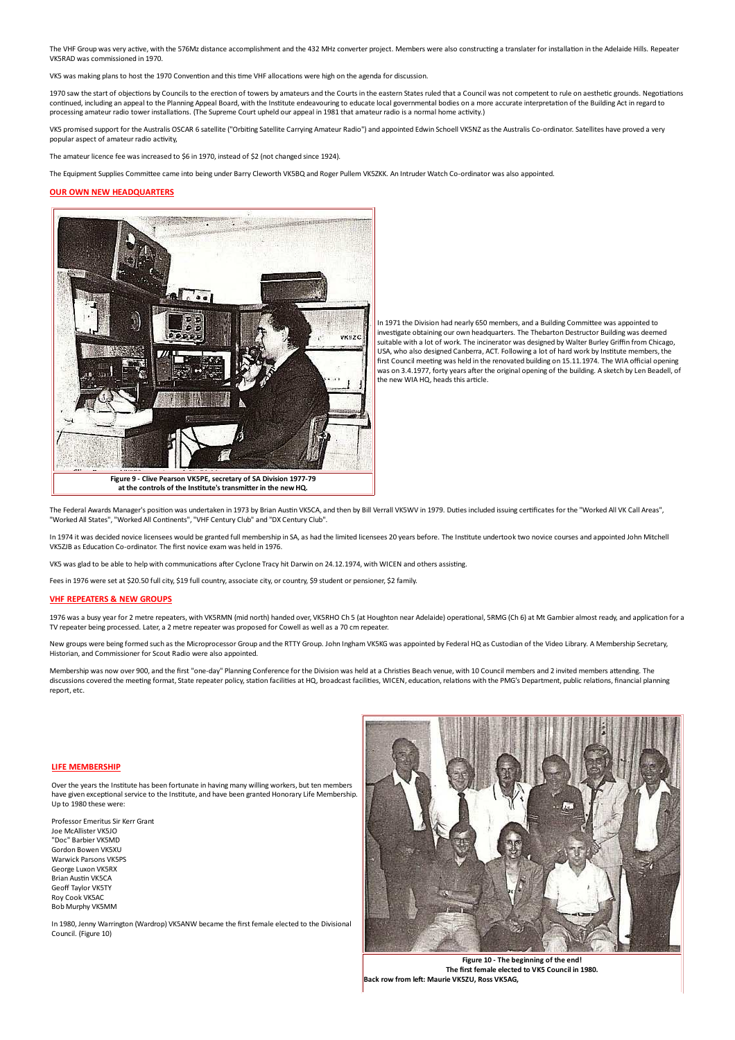The VHF Group was very active, with the 576Mz distance accomplishment and the 432 MHz converter project. Members were also constructing a translater for installation in the Adelaide Hills. Repeater VK5RAD was commissioned in 1970.

VK5 was making plans to host the 1970 Convention and this time VHF allocations were high on the agenda for discussion.

1970 saw the start of objections by Councils to the erection of towers by amateurs and the Courts in the eastern States ruled that a Council was not competent to rule on aesthetic grounds. Negotiations continued, including an appeal to the Planning Appeal Board, with the Institute endeavouring to educate local governmental bodies on a more accurate interpretation of the Building Act in regard to processing amateur radio tower installations. (The Supreme Court upheld our appeal in 1981 that amateur radio is a normal home activity.)

VK5 promised support for the Australis OSCAR 6 satellite ("Orbiting Satellite Carrying Amateur Radio") and appointed Edwin Schoell VK5NZ as the Australis Co-ordinator. Satellites have proved a very popular aspect of amateur radio activity,

The amateur licence fee was increased to $6 in 1970, instead of $2 (not changed since 1924).

The Equipment Supplies Committee came into being under Barry Cleworth VK5BQ and Roger Pullem VK5ZKK. An Intruder Watch Co-ordinator was also appointed.

## OUR OWN NEW HEADQUARTERS

**Figure 9 - Clive Pearson VK5PE, secretary of SA Division 1977-79 at the controls of the Institute's transmitter in the new HQ.**

In 1971 the Division had nearly 650 members, and a Building Committee was appointed to investigate obtaining our own headquarters. The Thebarton Destructor Building was deemed suitable with a lot of work. The incinerator was designed by Walter Burley Griffin from Chicago, USA, who also designed Canberra, ACT. Following a lot of hard work by Institute members, the first Council meeting was held in the renovated building on 15.11.1974. The WIA official opening was on 3.4.1977, forty years after the original opening of the building. A sketch by Len Beadell, of the new WIA HQ, heads this article.

The Federal Awards Manager's position was undertaken in 1973 by Brian Austin VK5CA, and then by Bill Verrall VK5WV in 1979. Duties included issuing certificates for the "Worked All VK Call Areas", "Worked All States", "Worked All Continents", "VHF Century Club" and "DX Century Club".

In 1974 it was decided novice licensees would be granted full membership in SA, as had the limited licensees 20 years before. The Institute undertook two novice courses and appointed John Mitchell VK5ZJB as Education Co-ordinator. The first novice exam was held in 1976.

VK5 was glad to be able to help with communications after Cyclone Tracy hit Darwin on 24.12.1974, with WICEN and others assisting.

Fees in 1976 were set at $20.50 full city, $19 full country, associate city, or country, $9 student or pensioner, $2 family.

## VHF REPEATERS & NEW GROUPS

1976 was a busy year for 2 metre repeaters, with VK5RMN (mid north) handed over, VK5RHO Ch 5 (at Houghton near Adelaide) operational, 5RMG (Ch 6) at Mt Gambier almost ready, and application for a TV repeater being processed. Later, a 2 metre repeater was proposed for Cowell as well as a 70 cm repeater.

New groups were being formed such as the Microprocessor Group and the RTTY Group. John Ingham VK5KG was appointed by Federal HQ as Custodian of the Video Library. A Membership Secretary, Historian, and Commissioner for Scout Radio were also appointed.

Membership was now over 900, and the first "one-day" Planning Conference for the Division was held at a Christies Beach venue, with 10 Council members and 2 invited members attending. The discussions covered the meeting format, State repeater policy, station facilities at HQ, broadcast facilities, WICEN, education, relations with the PMG's Department, public relations, financial planning report, etc.

## LIFE MEMBERSHIP

Over the years the Institute has been fortunate in having many willing workers, but ten members have given exceptional service to the Institute, and have been granted Honorary Life Membership. Up to 1980 these were:

Professor Emeritus Sir Kerr Grant
Joe McAllister VK5JO
"Doc" Barbier VK5MD
Gordon Bowen VK5XU
Warwick Parsons VK5PS
George Luxon VK5RX
Brian Austin VK5CA
Geoff Taylor VK5TY
Roy Cook VK5AC
Bob Murphy VK5MM

In 1980, Jenny Warrington (Wardrop) VK5ANW became the first female elected to the Divisional Council. (Figure 10)

**Figure 10 - The beginning of the end!**
**The first female elected to VK5 Council in 1980.**
**Back row from left: Maurie VK5ZU, Ross VK5AG,**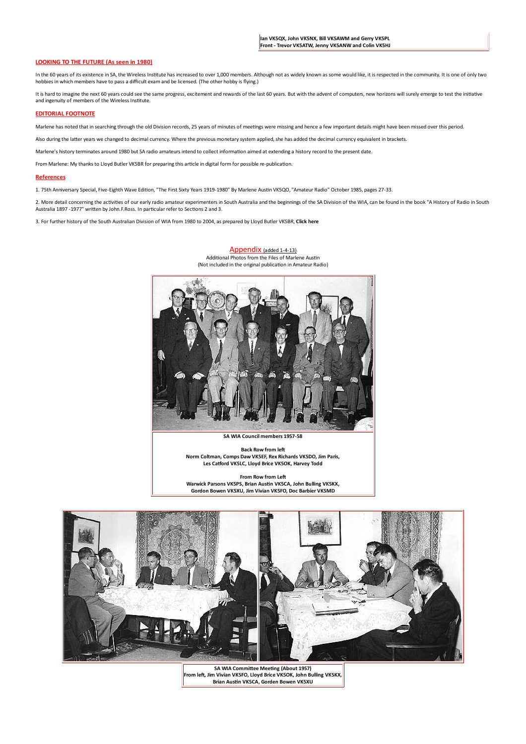**Ian VK5QX, John VK5NX, Bill VK5AWM and Gerry VK5PL**
**Front - Trevor VK5ATW, Jenny VK5ANW and Colin VK5HJ**

## LOOKING TO THE FUTURE (As seen in 1980)

In the 60 years of its existence in SA, the Wireless Institute has increased to over 1,000 members. Although not as widely known as some would like, it is respected in the community. It is one of only two hobbies in which members have to pass a difficult exam and be licensed. (The other hobby is flying.)

It is hard to imagine the next 60 years could see the same progress, excitement and rewards of the last 60 years. But with the advent of computers, new horizons will surely emerge to test the initiative and ingenuity of members of the Wireless Institute.

## EDITORIAL FOOTNOTE

Marlene has noted that in searching through the old Division records, 25 years of minutes of meetings were missing and hence a few important details might have been missed over this period.

Also during the latter years we changed to decimal currency. Where the previous monetary system applied, she has added the decimal currency equivalent in brackets.

Marlene's history terminates around 1980 but SA radio amateurs intend to collect information aimed at extending a history record to the present date.

From Marlene: My thanks to Lloyd Butler VK5BR for preparing this article in digital form for possible re-publication.

## References

1. 75th Anniversary Special, Five-Eighth Wave Edition, "The First Sixty Years 1919-1980" By Marlene Austin VK5QO, "Amateur Radio" October 1985, pages 27-33.

2. More detail concerning the activities of our early radio amateur experimenters in South Australia and the beginnings of the SA Division of the WIA, can be found in the book "A History of Radio in South Australia 1897 -1977" written by John.F.Ross. In particular refer to Sections 2 and 3.

3. For further history of the South Australian Division of WIA from 1980 to 2004, as prepared by Lloyd Butler VK5BR, **Click here**

## Appendix (added 1-4-13)

Additional Photos from the Files of Marlene Austin
(Not included in the original publication in Amateur Radio)

**SA WIA Council members 1957-58**

**Back Row from left**
**Norm Coltman, Comps Daw VK5EF, Rex Richards VK5DO, Jim Paris, Les Catford VK5LC, Lloyd Brice VK5OK, Harvey Todd**

**From Row from Left**
**Warwick Parsons VK5PS, Brian Austin VK5CA, John Bulling VK5KX, Gordon Bowen VK5XU, Jim Vivian VK5FO, Doc Barbier VK5MD**

**SA WIA Committee Meeting (About 1957)**
**From left, Jim Vivian VK5FO, Lloyd Brice VK5OK, John Bulling VK5KX, Brian Austin VK5CA, Gorden Bowen VK5XU**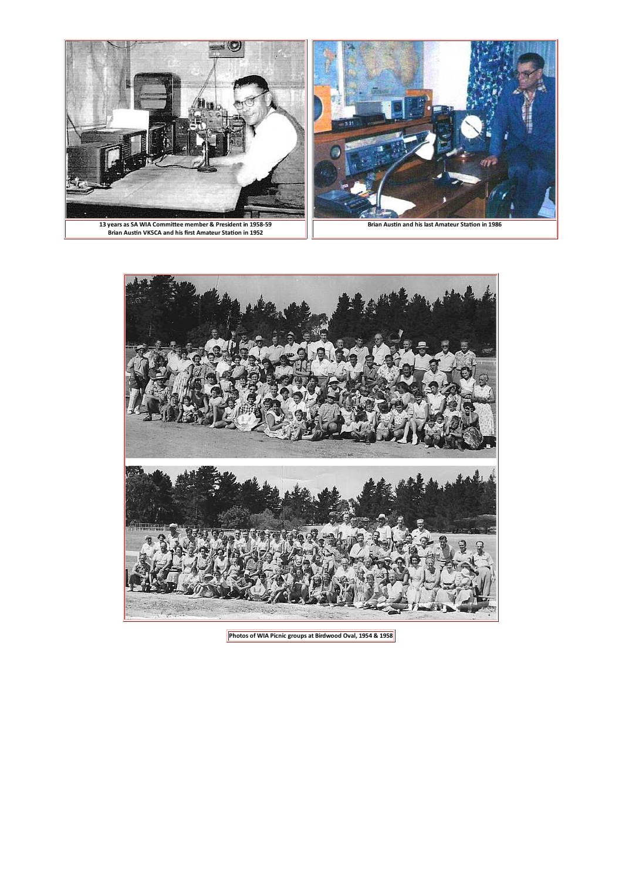13 years as SA WIA Committee member & President in 1958-59
Brian Austin VK5CA and his first Amateur Station in 1952

Brian Austin and his last Amateur Station in 1986

Photos of WIA Picnic groups at Birdwood Oval, 1954 & 1958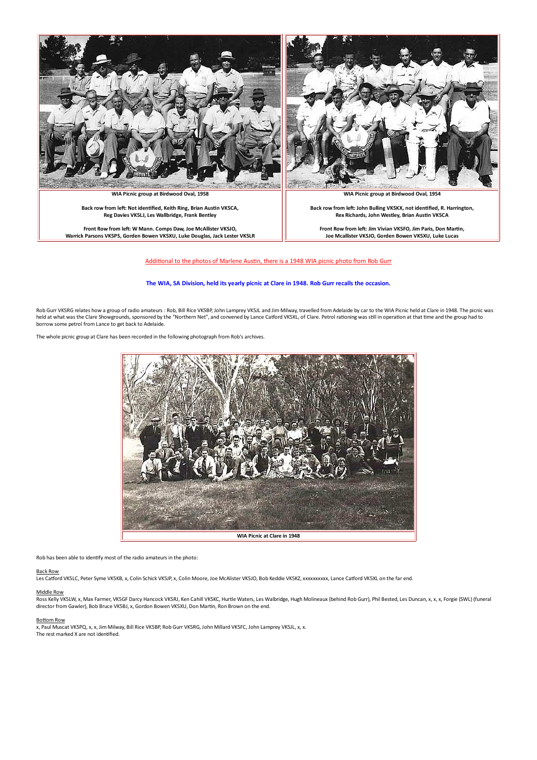**WIA Picnic group at Birdwood Oval, 1958**

**Back row from left: Not identified, Keith Ring, Brian Austin VK5CA, Reg Davies VK5LJ, Les Wallbridge, Frank Bentley**

**Front Row from left: W Mann. Comps Daw, Joe McAllister VK5JO, Warrick Parsons VK5PS, Gorden Bowen VK5XU, Luke Douglas, Jack Lester VK5LR**

**WIA Picnic group at Birdwood Oval, 1954**

**Back row from left: John Bulling VK5KX, not identified, R. Harrington, Rex Richards, John Westley, Brian Austin VK5CA**

**Front Row from left: Jim Vivian VK5FO, Jim Paris, Don Martin, Joe Mcallister VK5JO, Gorden Bowen VK5XU, Luke Lucas**

Additional to the photos of Marlene Austin, there is a 1948 WIA picnic photo from Rob Gurr

**The WIA, SA Division, held its yearly picnic at Clare in 1948. Rob Gurr recalls the occasion.**

Rob Gurr VK5RG relates how a group of radio amateurs : Rob, Bill Rice VK5BP, John Lamprey VK5JL and Jim Milway, travelled from Adelaide by car to the WIA Picnic held at Clare in 1948. The picnic was held at what was the Clare Showgrounds, sponsored by the "Northern Net", and convened by Lance Catford VK5XL, of Clare. Petrol rationing was still in operation at that time and the group had to borrow some petrol from Lance to get back to Adelaide.

The whole picnic group at Clare has been recorded in the following photograph from Rob's archives.

**WIA Picnic at Clare in 1948**

Rob has been able to identify most of the radio amateurs in the photo:

Back Row

Les Catford VK5LC, Peter Syme VK5KB, x, Colin Schick VK5JP, x, Colin Moore, Joe McAlister VK5JO, Bob Keddie VK5KZ, xxxxxxxxxx, Lance Catford VK5XL on the far end.

Middle Row

Ross Kelly VK5LW, x, Max Farmer, VK5GF Darcy Hancock VK5RJ, Ken Cahill VK5KC, Hurtle Waters, Les Walbridge, Hugh Molineaux (behind Rob Gurr), Phil Bested, Les Duncan, x, x, x, Forgie (SWL) (funeral director from Gawler), Bob Bruce VK5BJ, x, Gordon Bowen VK5XU, Don Martin, Ron Brown on the end.

Bottom Row

x, Paul Muscat VK5PQ, x, x, Jim Milway, Bill Rice VK5BP, Rob Gurr VK5RG, John Millard VK5FC, John Lamprey VK5JL, x, x.
The rest marked X are not identified.